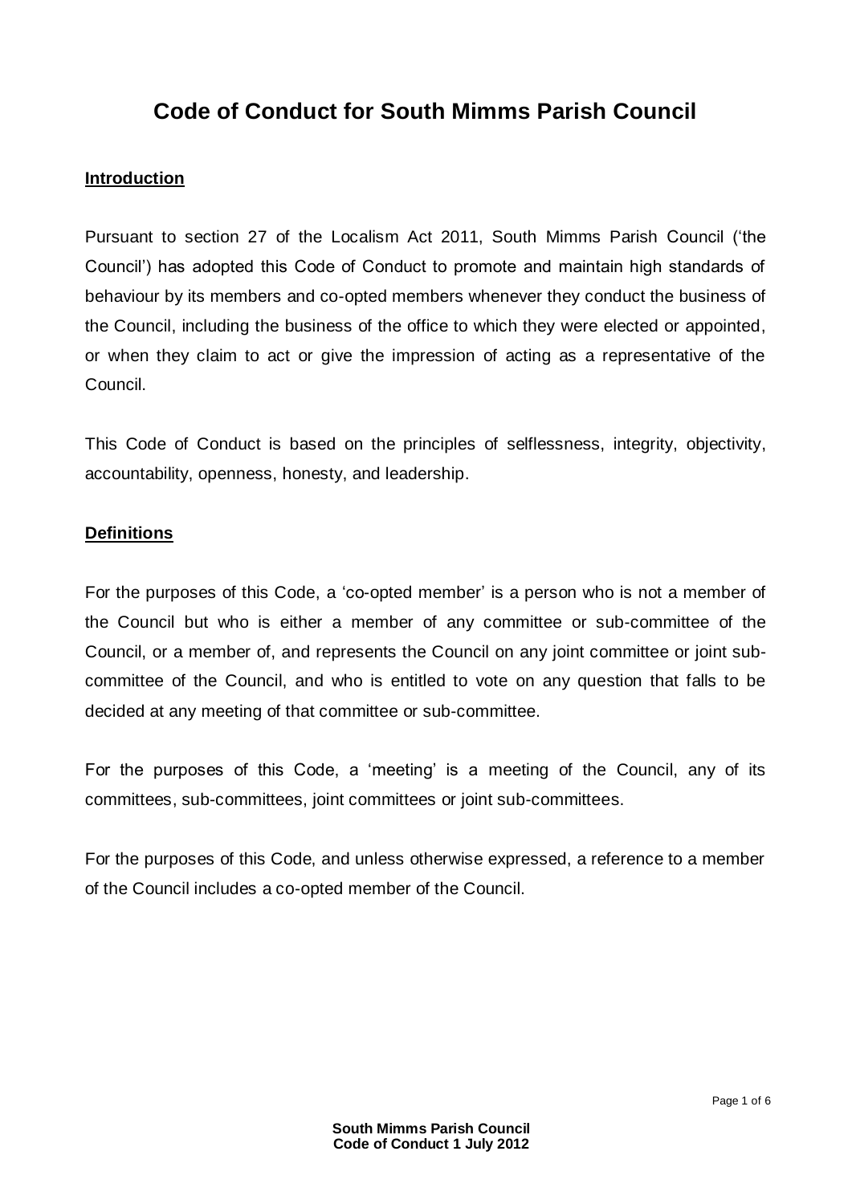# Code of Conduct for South Mimms Parish Council

## Introduction

Pursuant to section 27 of the Localism Act 2011, South Mimms Parish Council ('the Council') has adopted this Code of Conduct to promote and maintain high standards of behaviour by its members and co-opted members whenever they conduct the business of the Council, including the business of the office to which they were elected or appointed, or when they claim to act or give the impression of acting as a representative of the Council.

This Code of Conduct is based on the principles of selflessness, integrity, objectivity, accountability, openness, honesty, and leadership.

## Definitions

For the purposes of this Code, a 'co-opted member' is a person who is not a member of the Council but who is either a member of any committee or sub-committee of the Council, or a member of, and represents the Council on any joint committee or joint sub-committee of the Council, and who is entitled to vote on any question that falls to be decided at any meeting of that committee or sub-committee.

For the purposes of this Code, a 'meeting' is a meeting of the Council, any of its committees, sub-committees, joint committees or joint sub-committees.

For the purposes of this Code, and unless otherwise expressed, a reference to a member of the Council includes a co-opted member of the Council.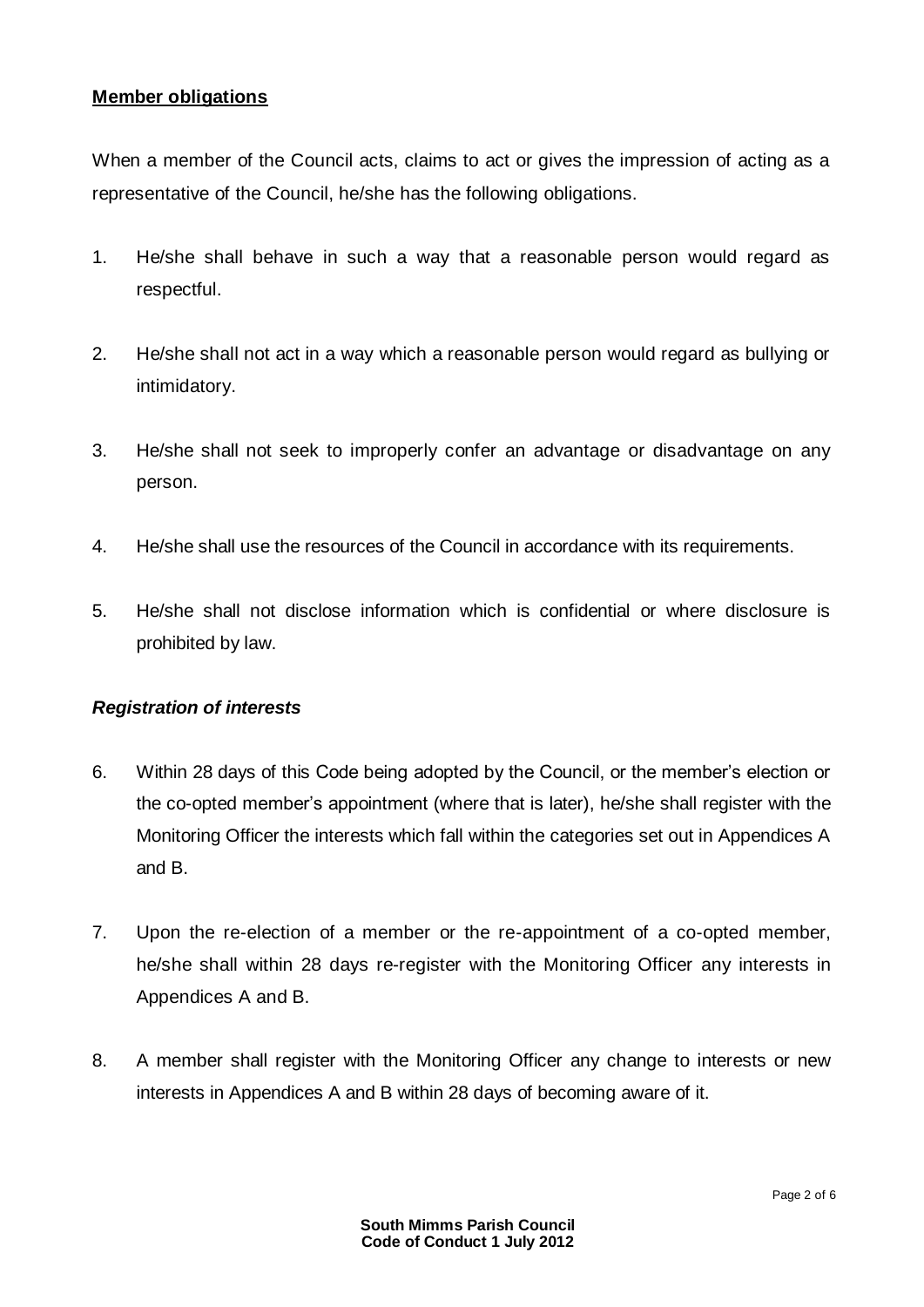**Member obligations**

When a member of the Council acts, claims to act or gives the impression of acting as a representative of the Council, he/she has the following obligations.

1. He/she shall behave in such a way that a reasonable person would regard as respectful.

2. He/she shall not act in a way which a reasonable person would regard as bullying or intimidatory.

3. He/she shall not seek to improperly confer an advantage or disadvantage on any person.

4. He/she shall use the resources of the Council in accordance with its requirements.

5. He/she shall not disclose information which is confidential or where disclosure is prohibited by law.

***Registration of interests***

6. Within 28 days of this Code being adopted by the Council, or the member's election or the co-opted member's appointment (where that is later), he/she shall register with the Monitoring Officer the interests which fall within the categories set out in Appendices A and B.

7. Upon the re-election of a member or the re-appointment of a co-opted member, he/she shall within 28 days re-register with the Monitoring Officer any interests in Appendices A and B.

8. A member shall register with the Monitoring Officer any change to interests or new interests in Appendices A and B within 28 days of becoming aware of it.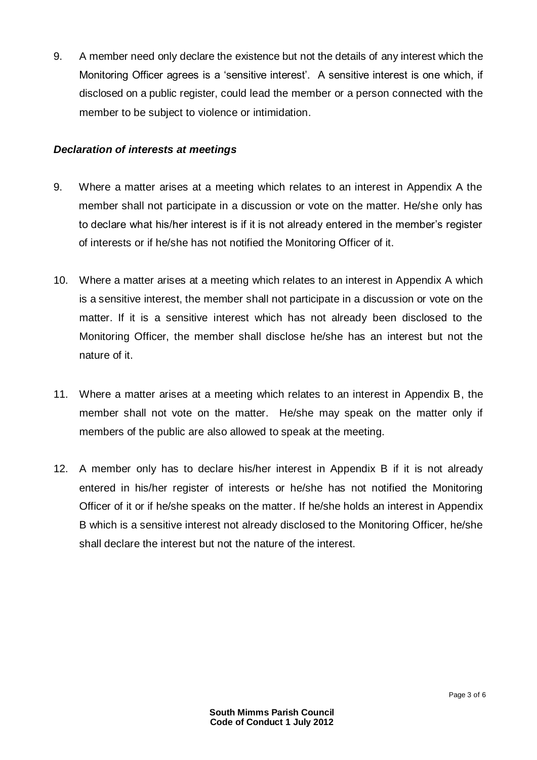9. A member need only declare the existence but not the details of any interest which the Monitoring Officer agrees is a 'sensitive interest'. A sensitive interest is one which, if disclosed on a public register, could lead the member or a person connected with the member to be subject to violence or intimidation.

### *Declaration of interests at meetings*

9. Where a matter arises at a meeting which relates to an interest in Appendix A the member shall not participate in a discussion or vote on the matter. He/she only has to declare what his/her interest is if it is not already entered in the member's register of interests or if he/she has not notified the Monitoring Officer of it.

10. Where a matter arises at a meeting which relates to an interest in Appendix A which is a sensitive interest, the member shall not participate in a discussion or vote on the matter. If it is a sensitive interest which has not already been disclosed to the Monitoring Officer, the member shall disclose he/she has an interest but not the nature of it.

11. Where a matter arises at a meeting which relates to an interest in Appendix B, the member shall not vote on the matter. He/she may speak on the matter only if members of the public are also allowed to speak at the meeting.

12. A member only has to declare his/her interest in Appendix B if it is not already entered in his/her register of interests or he/she has not notified the Monitoring Officer of it or if he/she speaks on the matter. If he/she holds an interest in Appendix B which is a sensitive interest not already disclosed to the Monitoring Officer, he/she shall declare the interest but not the nature of the interest.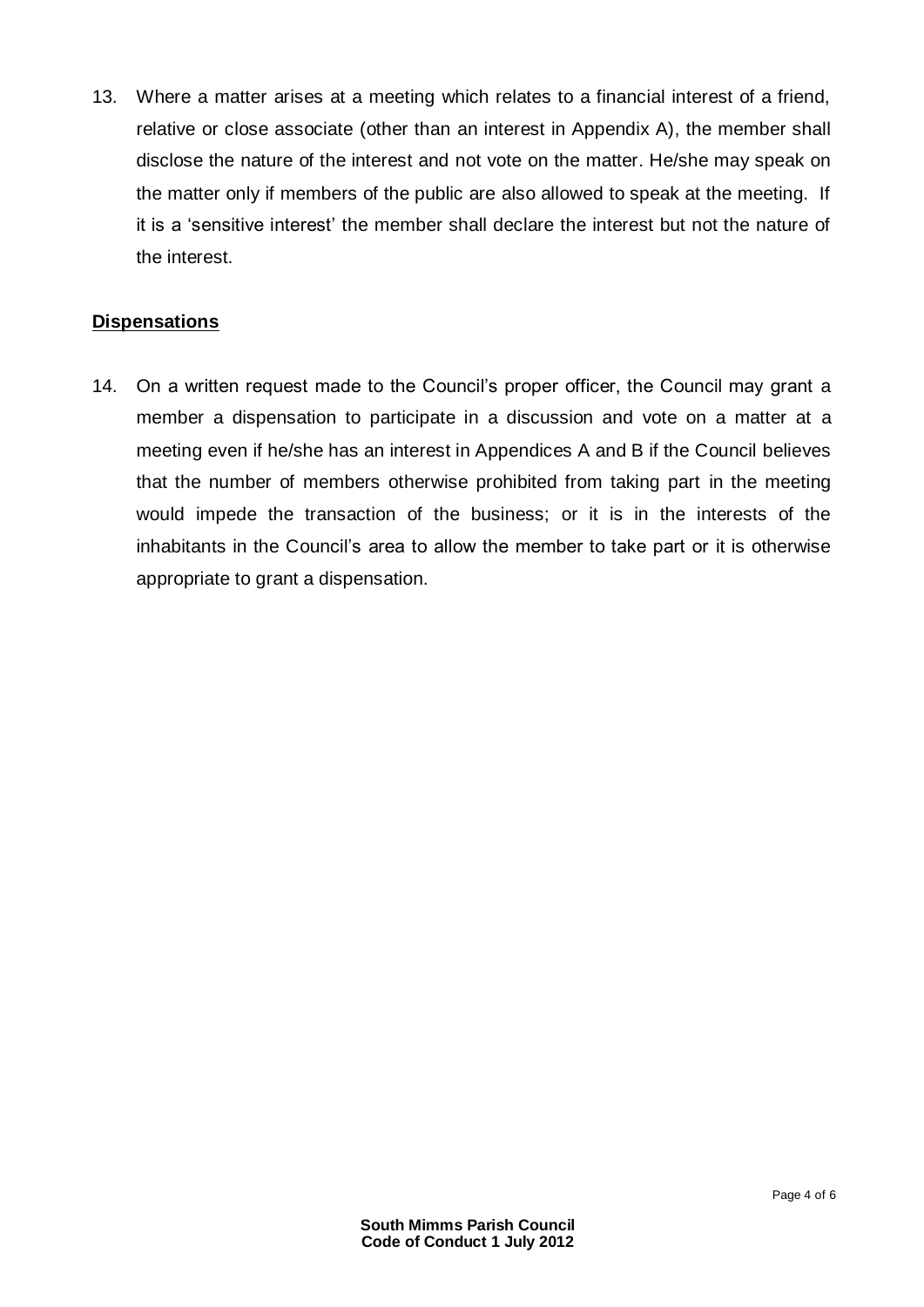13. Where a matter arises at a meeting which relates to a financial interest of a friend, relative or close associate (other than an interest in Appendix A), the member shall disclose the nature of the interest and not vote on the matter. He/she may speak on the matter only if members of the public are also allowed to speak at the meeting. If it is a 'sensitive interest' the member shall declare the interest but not the nature of the interest.

## Dispensations

14. On a written request made to the Council's proper officer, the Council may grant a member a dispensation to participate in a discussion and vote on a matter at a meeting even if he/she has an interest in Appendices A and B if the Council believes that the number of members otherwise prohibited from taking part in the meeting would impede the transaction of the business; or it is in the interests of the inhabitants in the Council's area to allow the member to take part or it is otherwise appropriate to grant a dispensation.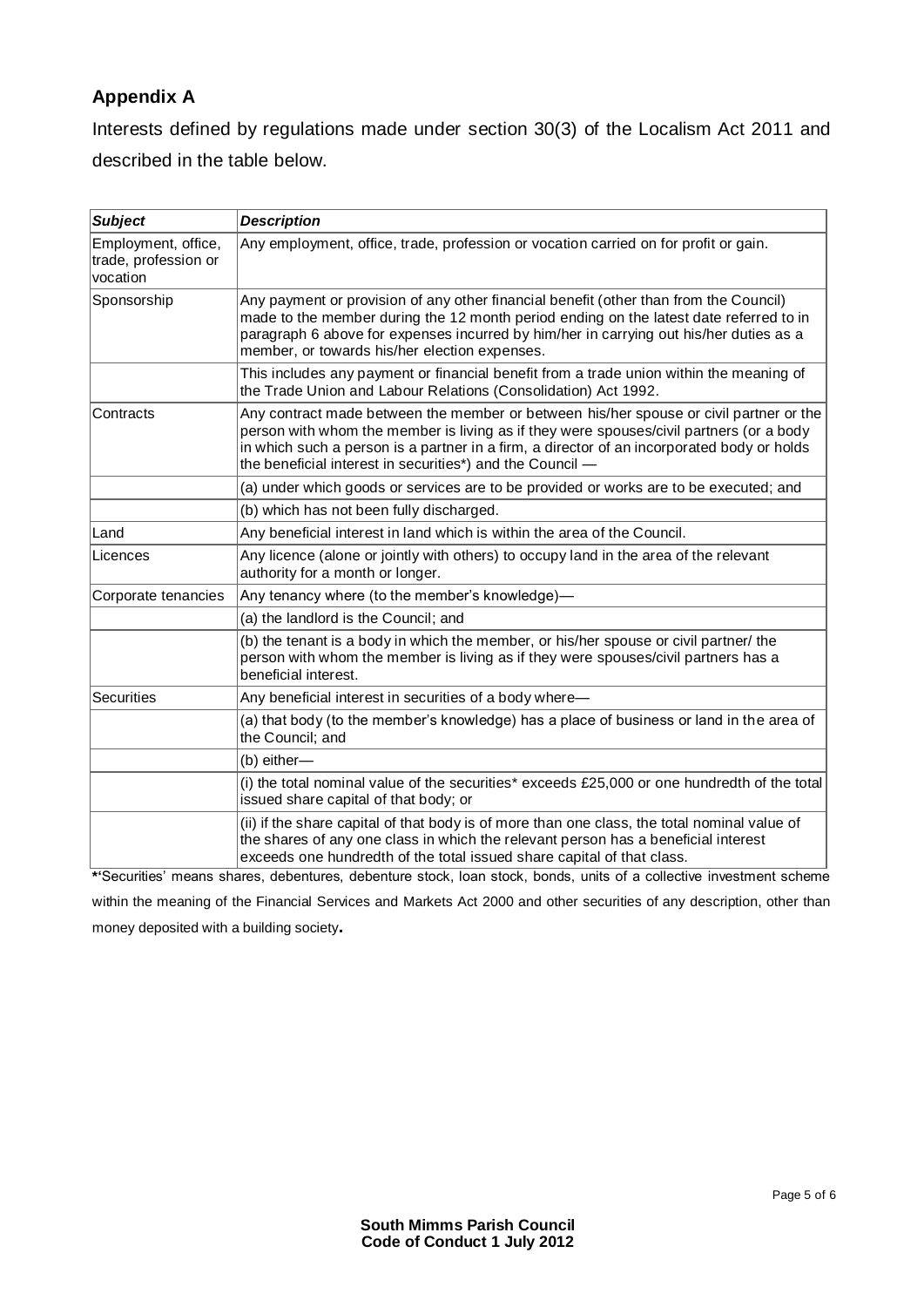## Appendix A

Interests defined by regulations made under section 30(3) of the Localism Act 2011 and described in the table below.

| ***Subject*** | ***Description*** |
|---|---|
| Employment, office, trade, profession or vocation | Any employment, office, trade, profession or vocation carried on for profit or gain. |
| Sponsorship | Any payment or provision of any other financial benefit (other than from the Council) made to the member during the 12 month period ending on the latest date referred to in paragraph 6 above for expenses incurred by him/her in carrying out his/her duties as a member, or towards his/her election expenses. |
| | This includes any payment or financial benefit from a trade union within the meaning of the Trade Union and Labour Relations (Consolidation) Act 1992. |
| Contracts | Any contract made between the member or between his/her spouse or civil partner or the person with whom the member is living as if they were spouses/civil partners (or a body in which such a person is a partner in a firm, a director of an incorporated body or holds the beneficial interest in securities*) and the Council — |
| | (a) under which goods or services are to be provided or works are to be executed; and |
| | (b) which has not been fully discharged. |
| Land | Any beneficial interest in land which is within the area of the Council. |
| Licences | Any licence (alone or jointly with others) to occupy land in the area of the relevant authority for a month or longer. |
| Corporate tenancies | Any tenancy where (to the member's knowledge)— |
| | (a) the landlord is the Council; and |
| | (b) the tenant is a body in which the member, or his/her spouse or civil partner/ the person with whom the member is living as if they were spouses/civil partners has a beneficial interest. |
| Securities | Any beneficial interest in securities of a body where— |
| | (a) that body (to the member's knowledge) has a place of business or land in the area of the Council; and |
| | (b) either— |
| | (i) the total nominal value of the securities* exceeds £25,000 or one hundredth of the total issued share capital of that body; or |
| | (ii) if the share capital of that body is of more than one class, the total nominal value of the shares of any one class in which the relevant person has a beneficial interest exceeds one hundredth of the total issued share capital of that class. |

**\***'Securities' means shares, debentures, debenture stock, loan stock, bonds, units of a collective investment scheme within the meaning of the Financial Services and Markets Act 2000 and other securities of any description, other than money deposited with a building society**.**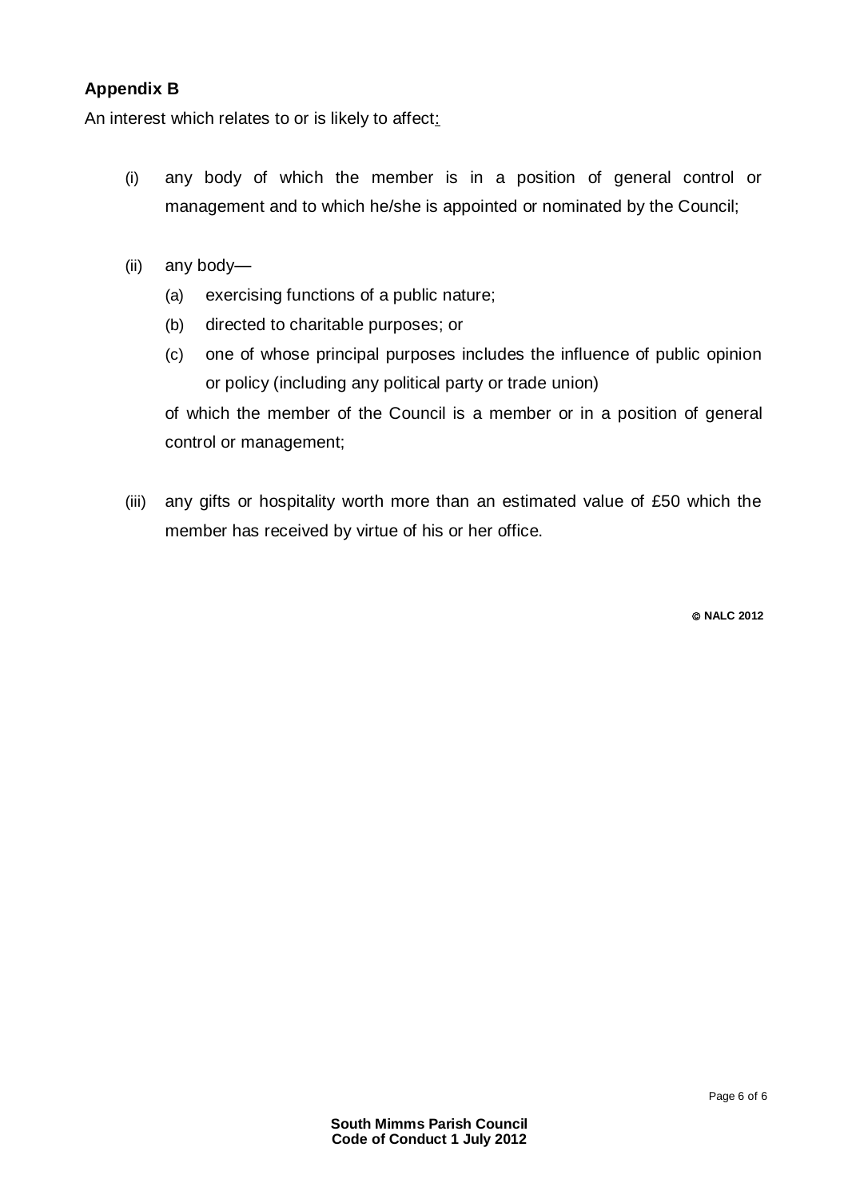### Appendix B

An interest which relates to or is likely to affect:

(i) any body of which the member is in a position of general control or management and to which he/she is appointed or nominated by the Council;

(ii) any body—

  (a) exercising functions of a public nature;

  (b) directed to charitable purposes; or

  (c) one of whose principal purposes includes the influence of public opinion or policy (including any political party or trade union)

  of which the member of the Council is a member or in a position of general control or management;

(iii) any gifts or hospitality worth more than an estimated value of £50 which the member has received by virtue of his or her office.

© NALC 2012